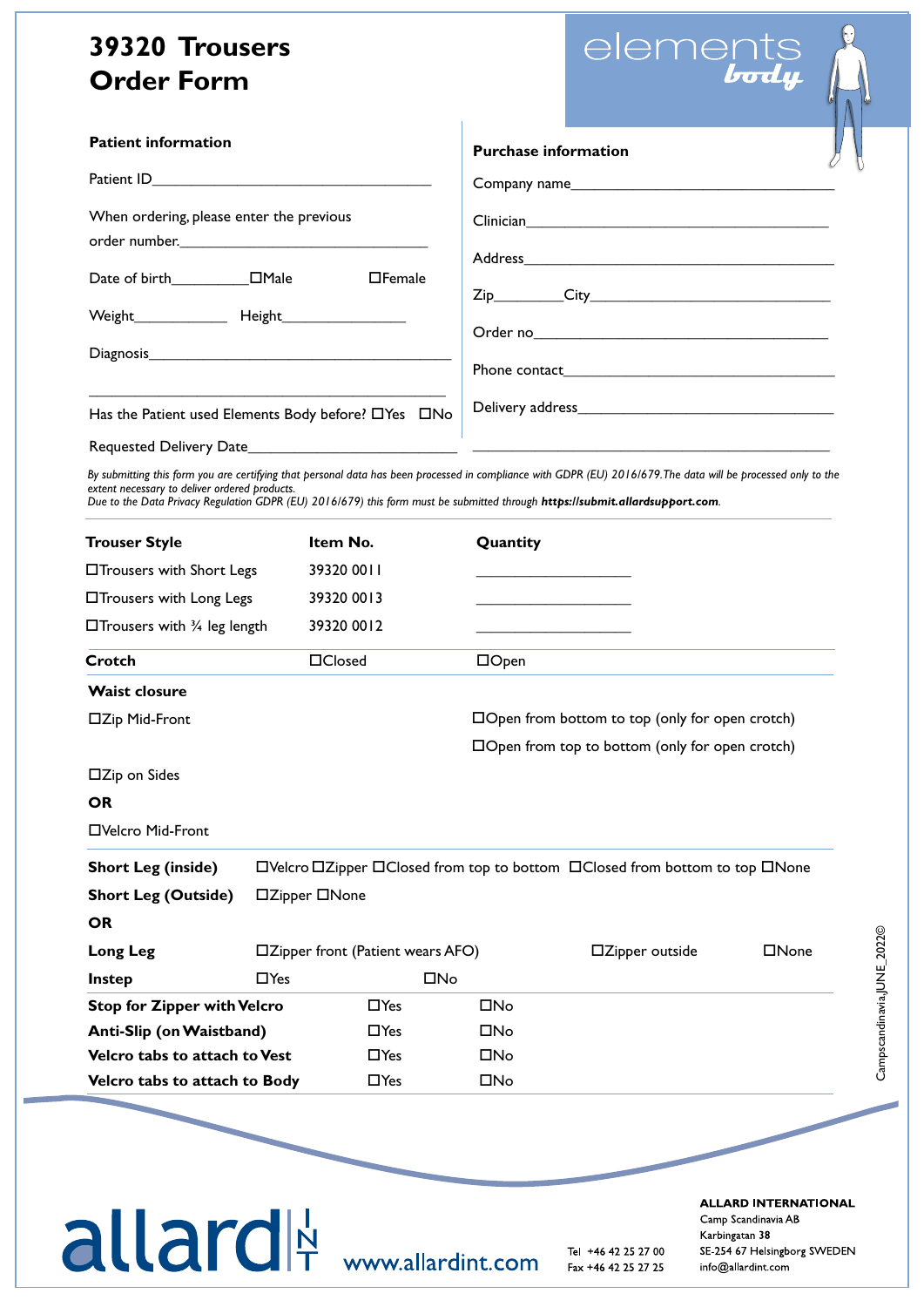# 39320 Trousers Order Form

elements body

## Patient information

Patient ID_______________________________

When ordering, please enter the previous order number._______________________________

Date of birth__________ ☐Male ☐Female

Weight____________ Height_______________

Diagnosis_______________________________

_______________________________

Has the Patient used Elements Body before? ☐Yes ☐No

Requested Delivery Date_________________________

## Purchase information

Company name_______________________________

Clinician_______________________________

Address_______________________________

Zip________City_______________________________

Order no_______________________________

Phone contact_______________________________

Delivery address_______________________________

_______________________________

*By submitting this form you are certifying that personal data has been processed in compliance with GDPR (EU) 2016/679. The data will be processed only to the extent necessary to deliver ordered products.*
*Due to the Data Privacy Regulation GDPR (EU) 2016/679) this form must be submitted through* ***https://submit.allardsupport.com****.*

| **Trouser Style** | **Item No.** | **Quantity** |
|---|---|---|
| ☐Trousers with Short Legs | 39320 0011 | ____________ |
| ☐Trousers with Long Legs | 39320 0013 | ____________ |
| ☐Trousers with ¾ leg length | 39320 0012 | ____________ |

**Crotch** ☐Closed ☐Open

**Waist closure**

☐Zip Mid-Front

- ☐Open from bottom to top (only for open crotch)
- ☐Open from top to bottom (only for open crotch)

☐Zip on Sides

**OR**

☐Velcro Mid-Front

**Short Leg (inside)** ☐Velcro ☐Zipper ☐Closed from top to bottom ☐Closed from bottom to top ☐None

**Short Leg (Outside)** ☐Zipper ☐None

**OR**

**Long Leg** ☐Zipper front (Patient wears AFO) ☐Zipper outside ☐None

**Instep** ☐Yes ☐No

| | | |
|---|---|---|
| **Stop for Zipper with Velcro** | ☐Yes | ☐No |
| **Anti-Slip (on Waistband)** | ☐Yes | ☐No |
| **Velcro tabs to attach to Vest** | ☐Yes | ☐No |
| **Velcro tabs to attach to Body** | ☐Yes | ☐No |

Campscandinavia,JUNE_2022©

allard INT www.allardint.com

Tel +46 42 25 27 00
Fax +46 42 25 27 25

**ALLARD INTERNATIONAL**
Camp Scandinavia AB
Karbingatan 38
SE-254 67 Helsingborg SWEDEN
info@allardint.com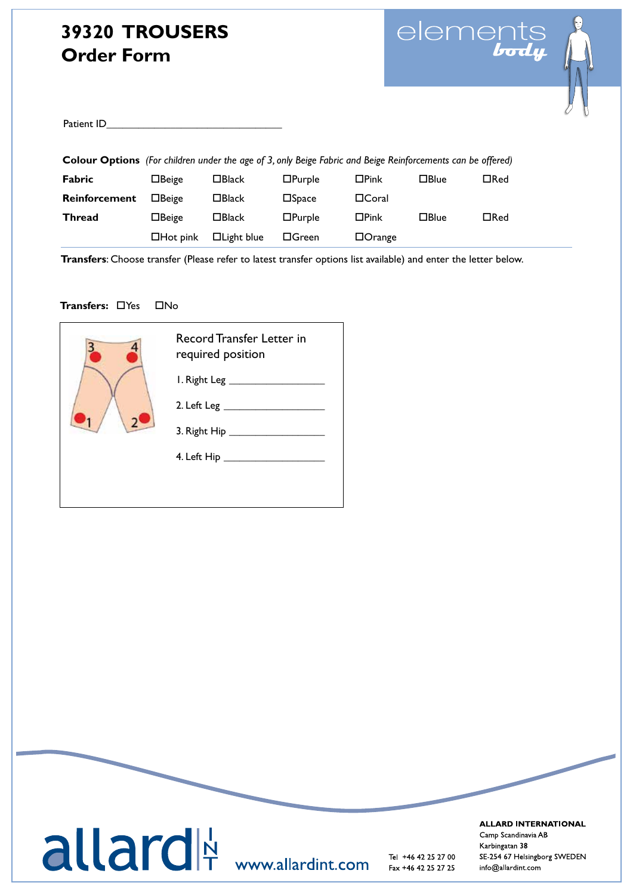# 39320 TROUSERS
## Order Form

elements *body*

Patient ID_______________________________

**Colour Options** *(For children under the age of 3, only Beige Fabric and Beige Reinforcements can be offered)*

| | | | | | | |
|---|---|---|---|---|---|---|
| **Fabric** | ☐Beige | ☐Black | ☐Purple | ☐Pink | ☐Blue | ☐Red |
| **Reinforcement** | ☐Beige | ☐Black | ☐Space | ☐Coral | | |
| **Thread** | ☐Beige | ☐Black | ☐Purple | ☐Pink | ☐Blue | ☐Red |
| | ☐Hot pink | ☐Light blue | ☐Green | ☐Orange | | |

**Transfers**: Choose transfer (Please refer to latest transfer options list available) and enter the letter below.

**Transfers:** ☐Yes ☐No

3 4

1 2

Record Transfer Letter in required position

1. Right Leg ________________
2. Left Leg ________________
3. Right Hip ________________
4. Left Hip ________________

allard INT

www.allardint.com

Tel +46 42 25 27 00
Fax +46 42 25 27 25

**ALLARD INTERNATIONAL**
Camp Scandinavia AB
Karbingatan 38
SE-254 67 Helsingborg SWEDEN
info@allardint.com